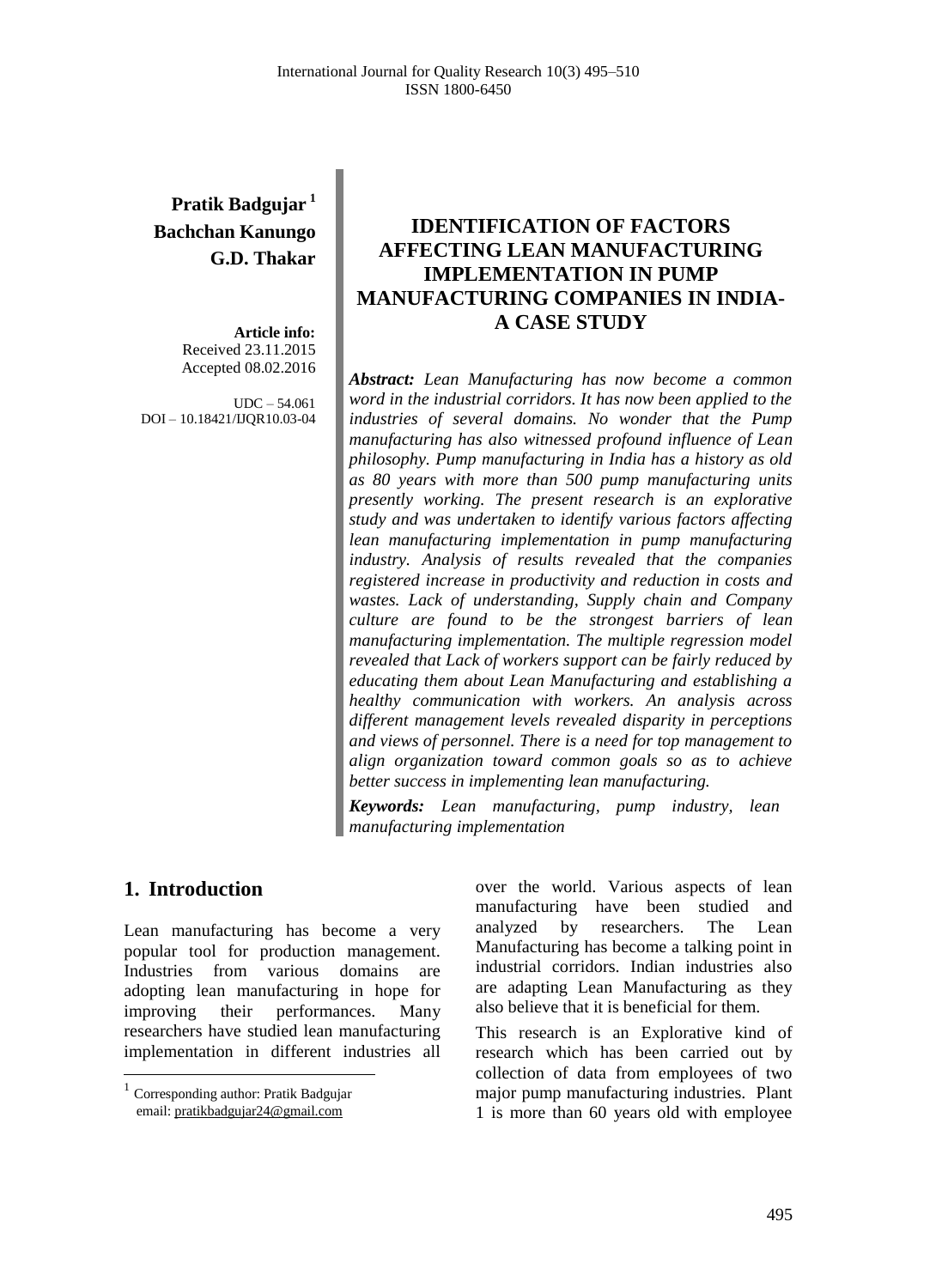**Pratik Badgujar**[1]
**Bachchan Kanungo**
**G.D. Thakar**

**Article info:**
Received 23.11.2015
Accepted 08.02.2016

UDC – 54.061
DOI – 10.18421/IJQR10.03-04

# IDENTIFICATION OF FACTORS AFFECTING LEAN MANUFACTURING IMPLEMENTATION IN PUMP MANUFACTURING COMPANIES IN INDIA- A CASE STUDY

***Abstract:*** *Lean Manufacturing has now become a common word in the industrial corridors. It has now been applied to the industries of several domains. No wonder that the Pump manufacturing has also witnessed profound influence of Lean philosophy. Pump manufacturing in India has a history as old as 80 years with more than 500 pump manufacturing units presently working. The present research is an explorative study and was undertaken to identify various factors affecting lean manufacturing implementation in pump manufacturing industry. Analysis of results revealed that the companies registered increase in productivity and reduction in costs and wastes. Lack of understanding, Supply chain and Company culture are found to be the strongest barriers of lean manufacturing implementation. The multiple regression model revealed that Lack of workers support can be fairly reduced by educating them about Lean Manufacturing and establishing a healthy communication with workers. An analysis across different management levels revealed disparity in perceptions and views of personnel. There is a need for top management to align organization toward common goals so as to achieve better success in implementing lean manufacturing.*

***Keywords:*** *Lean manufacturing, pump industry, lean manufacturing implementation*

## 1. Introduction

Lean manufacturing has become a very popular tool for production management. Industries from various domains are adopting lean manufacturing in hope for improving their performances. Many researchers have studied lean manufacturing implementation in different industries all over the world. Various aspects of lean manufacturing have been studied and analyzed by researchers. The Lean Manufacturing has become a talking point in industrial corridors. Indian industries also are adapting Lean Manufacturing as they also believe that it is beneficial for them.

This research is an Explorative kind of research which has been carried out by collection of data from employees of two major pump manufacturing industries. Plant 1 is more than 60 years old with employee

[1] Corresponding author: Pratik Badgujar
email: pratikbadgujar24@gmail.com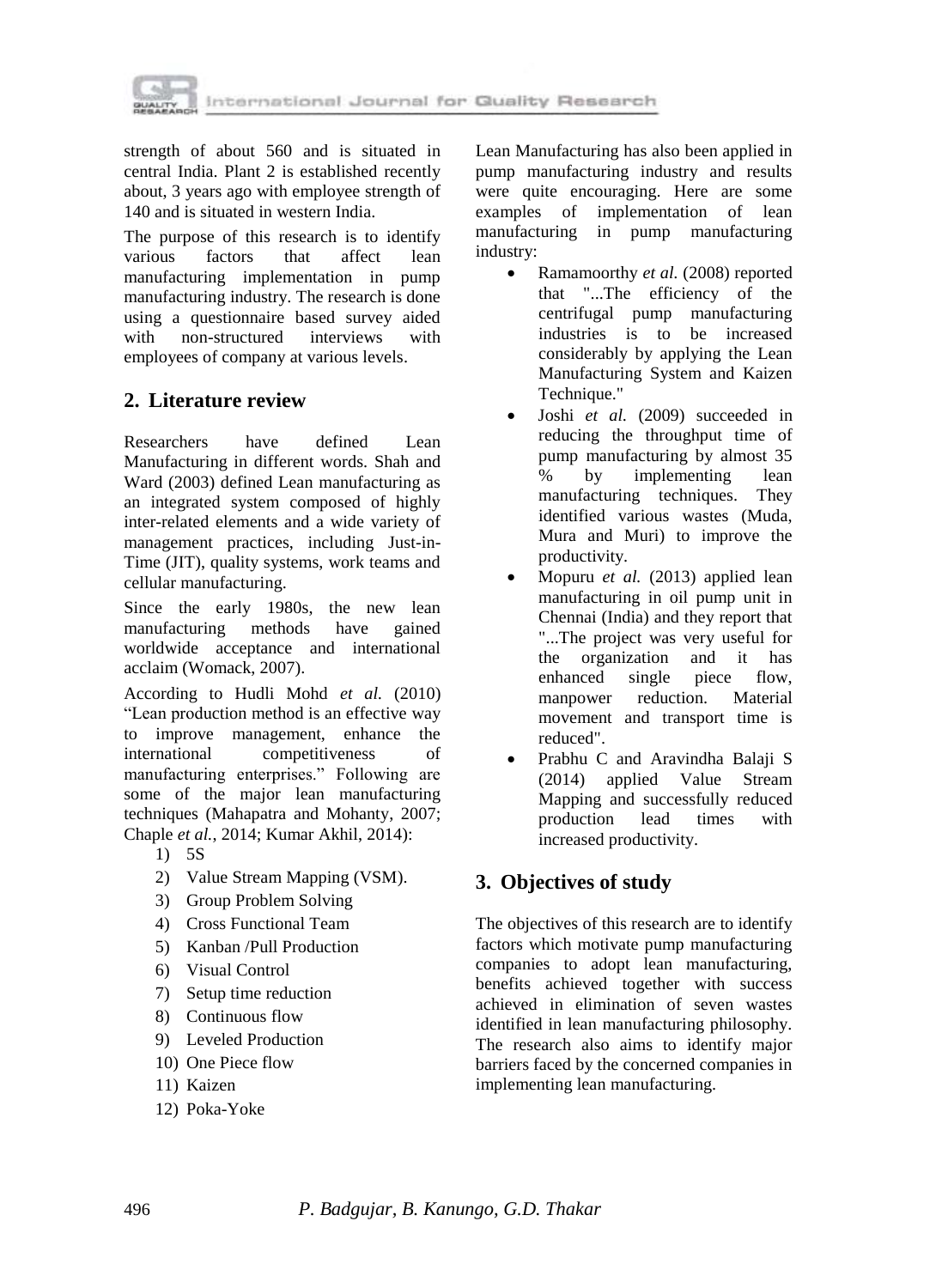strength of about 560 and is situated in central India. Plant 2 is established recently about, 3 years ago with employee strength of 140 and is situated in western India.

The purpose of this research is to identify various factors that affect lean manufacturing implementation in pump manufacturing industry. The research is done using a questionnaire based survey aided with non-structured interviews with employees of company at various levels.

## 2. Literature review

Researchers have defined Lean Manufacturing in different words. Shah and Ward (2003) defined Lean manufacturing as an integrated system composed of highly inter-related elements and a wide variety of management practices, including Just-in-Time (JIT), quality systems, work teams and cellular manufacturing.

Since the early 1980s, the new lean manufacturing methods have gained worldwide acceptance and international acclaim (Womack, 2007).

According to Hudli Mohd *et al.* (2010) "Lean production method is an effective way to improve management, enhance the international competitiveness of manufacturing enterprises." Following are some of the major lean manufacturing techniques (Mahapatra and Mohanty, 2007; Chaple *et al.*, 2014; Kumar Akhil, 2014):

1) 5S
2) Value Stream Mapping (VSM).
3) Group Problem Solving
4) Cross Functional Team
5) Kanban /Pull Production
6) Visual Control
7) Setup time reduction
8) Continuous flow
9) Leveled Production
10) One Piece flow
11) Kaizen
12) Poka-Yoke

Lean Manufacturing has also been applied in pump manufacturing industry and results were quite encouraging. Here are some examples of implementation of lean manufacturing in pump manufacturing industry:

- Ramamoorthy *et al.* (2008) reported that "...The efficiency of the centrifugal pump manufacturing industries is to be increased considerably by applying the Lean Manufacturing System and Kaizen Technique."
- Joshi *et al.* (2009) succeeded in reducing the throughput time of pump manufacturing by almost 35 % by implementing lean manufacturing techniques. They identified various wastes (Muda, Mura and Muri) to improve the productivity.
- Mopuru *et al.* (2013) applied lean manufacturing in oil pump unit in Chennai (India) and they report that "...The project was very useful for the organization and it has enhanced single piece flow, manpower reduction. Material movement and transport time is reduced".
- Prabhu C and Aravindha Balaji S (2014) applied Value Stream Mapping and successfully reduced production lead times with increased productivity.

## 3. Objectives of study

The objectives of this research are to identify factors which motivate pump manufacturing companies to adopt lean manufacturing, benefits achieved together with success achieved in elimination of seven wastes identified in lean manufacturing philosophy. The research also aims to identify major barriers faced by the concerned companies in implementing lean manufacturing.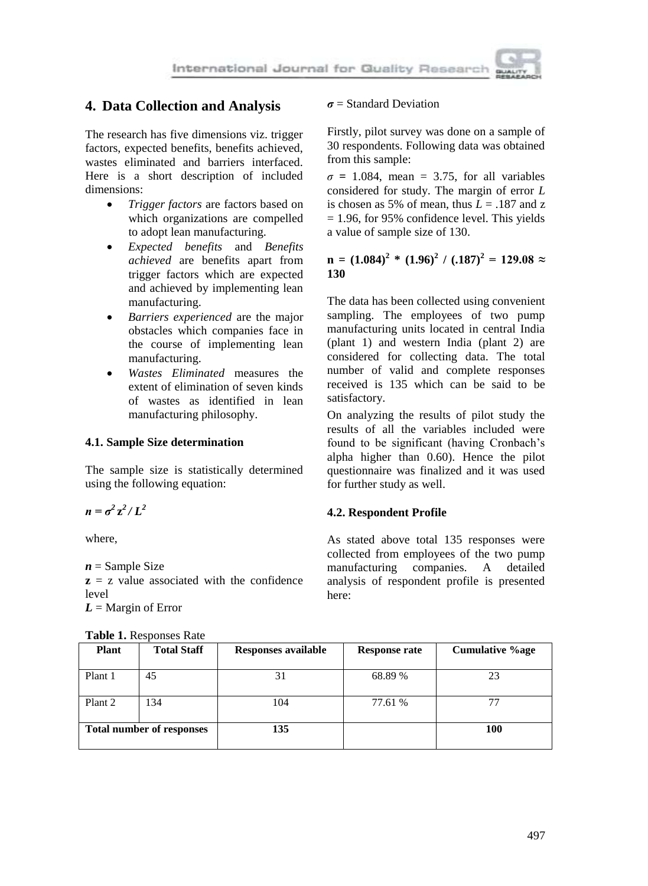## 4. Data Collection and Analysis

The research has five dimensions viz. trigger factors, expected benefits, benefits achieved, wastes eliminated and barriers interfaced. Here is a short description of included dimensions:

- *Trigger factors* are factors based on which organizations are compelled to adopt lean manufacturing.
- *Expected benefits* and *Benefits achieved* are benefits apart from trigger factors which are expected and achieved by implementing lean manufacturing.
- *Barriers experienced* are the major obstacles which companies face in the course of implementing lean manufacturing.
- *Wastes Eliminated* measures the extent of elimination of seven kinds of wastes as identified in lean manufacturing philosophy.

### 4.1. Sample Size determination

The sample size is statistically determined using the following equation:

$$n = \sigma^2 z^2 / L^2$$

where,

$n$ = Sample Size
$z$ = z value associated with the confidence level
$L$ = Margin of Error
$\sigma$ = Standard Deviation

Firstly, pilot survey was done on a sample of 30 respondents. Following data was obtained from this sample:

$\sigma = 1.084$, mean = 3.75, for all variables considered for study. The margin of error $L$ is chosen as 5% of mean, thus $L = .187$ and z = 1.96, for 95% confidence level. This yields a value of sample size of 130.

$$n = (1.084)^2 * (1.96)^2 / (.187)^2 = 129.08 \approx 130$$

The data has been collected using convenient sampling. The employees of two pump manufacturing units located in central India (plant 1) and western India (plant 2) are considered for collecting data. The total number of valid and complete responses received is 135 which can be said to be satisfactory.

On analyzing the results of pilot study the results of all the variables included were found to be significant (having Cronbach's alpha higher than 0.60). Hence the pilot questionnaire was finalized and it was used for further study as well.

### 4.2. Respondent Profile

As stated above total 135 responses were collected from employees of the two pump manufacturing companies. A detailed analysis of respondent profile is presented here:

**Table 1.** Responses Rate

| Plant | Total Staff | Responses available | Response rate | Cumulative %age |
|---|---|---|---|---|
| Plant 1 | 45 | 31 | 68.89 % | 23 |
| Plant 2 | 134 | 104 | 77.61 % | 77 |
| **Total number of responses** | | **135** | | **100** |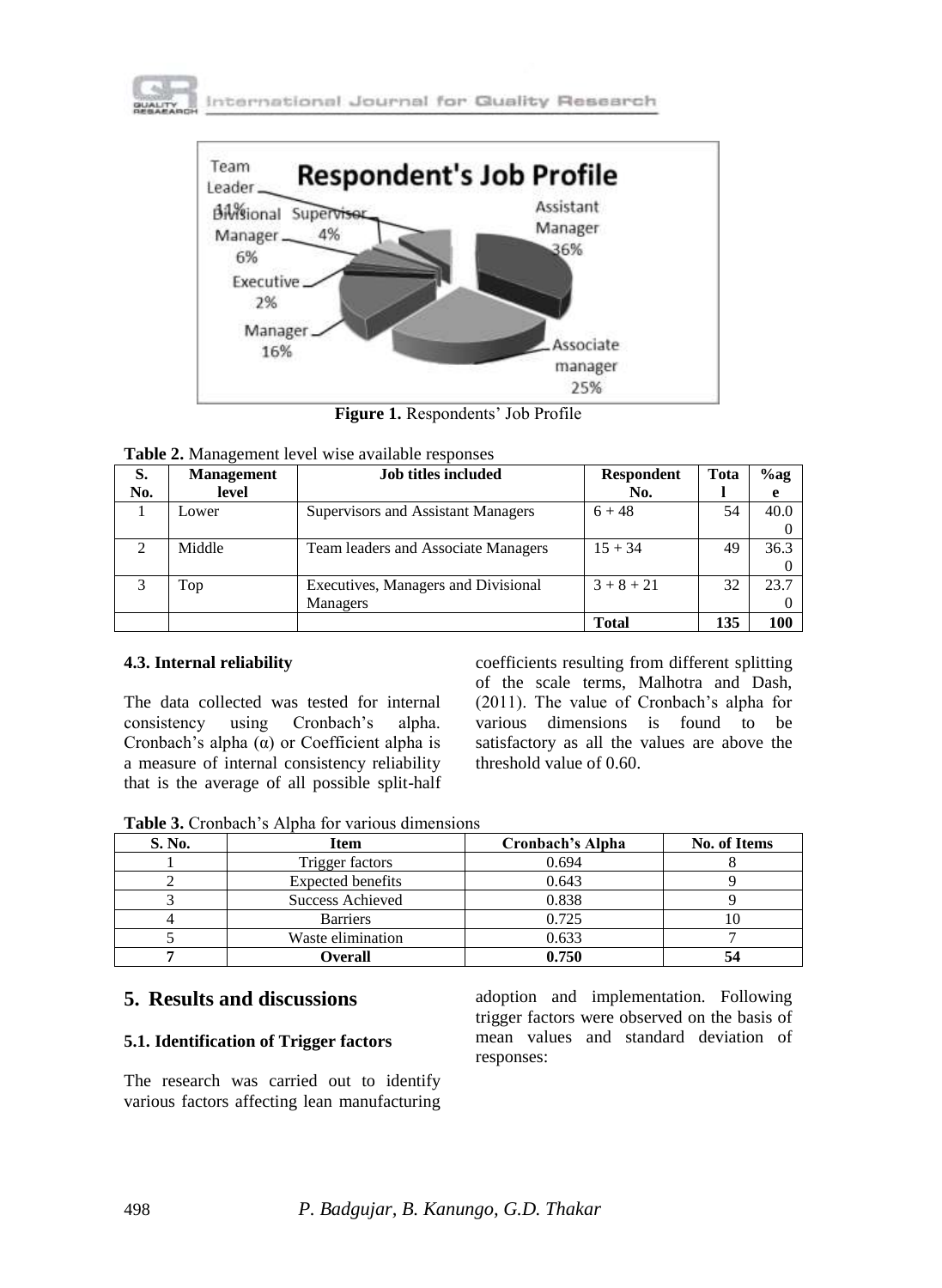**Figure 1.** Respondents' Job Profile

**Table 2.** Management level wise available responses

| S. No. | Management level | Job titles included | Respondent No. | Total | %age |
|---|---|---|---|---|---|
| 1 | Lower | Supervisors and Assistant Managers | 6 + 48 | 54 | 40.00 |
| 2 | Middle | Team leaders and Associate Managers | 15 + 34 | 49 | 36.30 |
| 3 | Top | Executives, Managers and Divisional Managers | 3 + 8 + 21 | 32 | 23.70 |
| | | | **Total** | **135** | **100** |

### 4.3. Internal reliability

The data collected was tested for internal consistency using Cronbach's alpha. Cronbach's alpha (α) or Coefficient alpha is a measure of internal consistency reliability that is the average of all possible split-half coefficients resulting from different splitting of the scale terms, Malhotra and Dash, (2011). The value of Cronbach's alpha for various dimensions is found to be satisfactory as all the values are above the threshold value of 0.60.

**Table 3.** Cronbach's Alpha for various dimensions

| S. No. | Item | Cronbach's Alpha | No. of Items |
|---|---|---|---|
| 1 | Trigger factors | 0.694 | 8 |
| 2 | Expected benefits | 0.643 | 9 |
| 3 | Success Achieved | 0.838 | 9 |
| 4 | Barriers | 0.725 | 10 |
| 5 | Waste elimination | 0.633 | 7 |
| **7** | **Overall** | **0.750** | **54** |

## 5. Results and discussions

### 5.1. Identification of Trigger factors

The research was carried out to identify various factors affecting lean manufacturing adoption and implementation. Following trigger factors were observed on the basis of mean values and standard deviation of responses: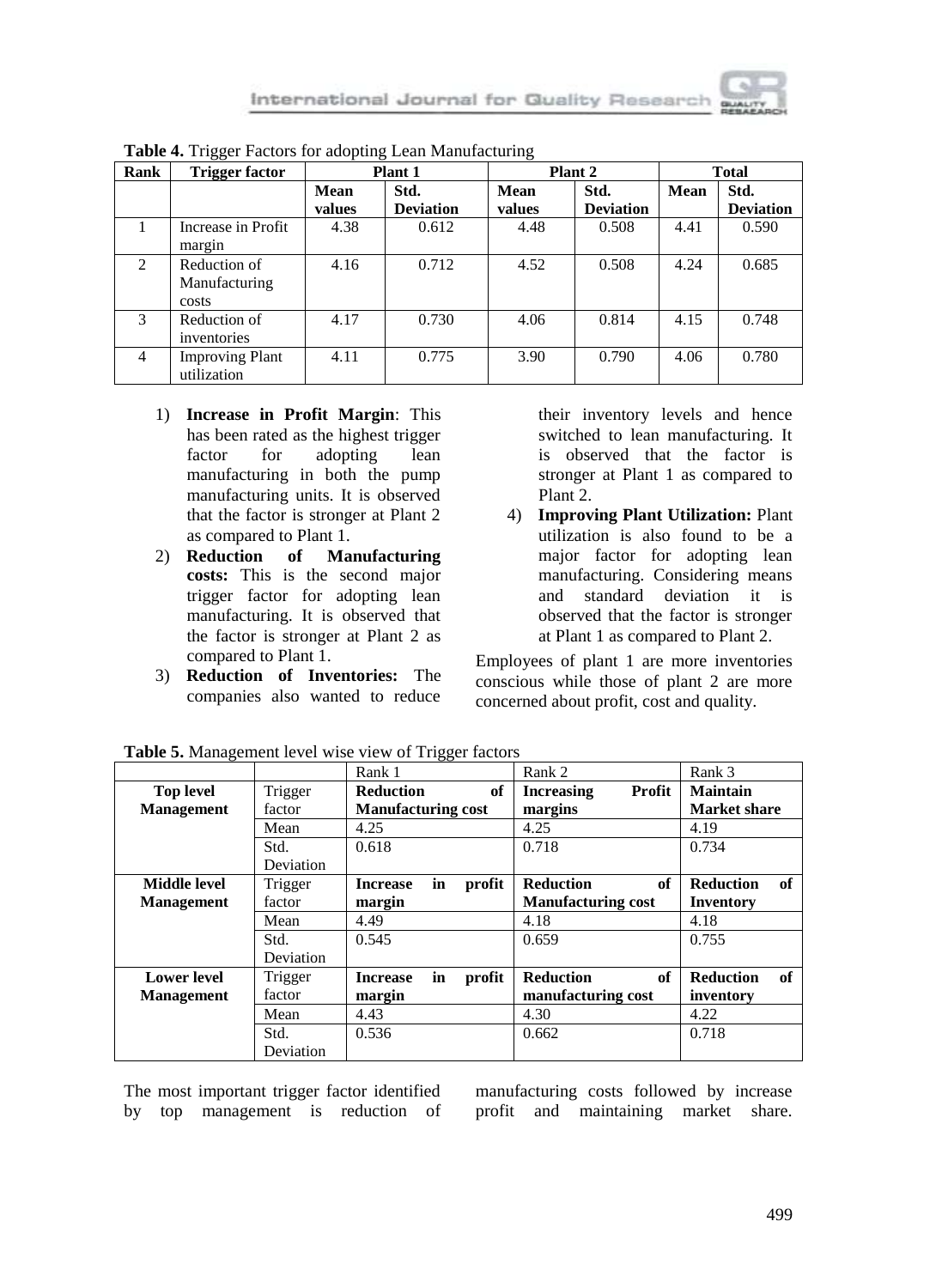**Table 4.** Trigger Factors for adopting Lean Manufacturing

| Rank | Trigger factor | Plant 1 | | Plant 2 | | Total | |
|---|---|---|---|---|---|---|---|
| | | **Mean values** | **Std. Deviation** | **Mean values** | **Std. Deviation** | **Mean** | **Std. Deviation** |
| 1 | Increase in Profit margin | 4.38 | 0.612 | 4.48 | 0.508 | 4.41 | 0.590 |
| 2 | Reduction of Manufacturing costs | 4.16 | 0.712 | 4.52 | 0.508 | 4.24 | 0.685 |
| 3 | Reduction of inventories | 4.17 | 0.730 | 4.06 | 0.814 | 4.15 | 0.748 |
| 4 | Improving Plant utilization | 4.11 | 0.775 | 3.90 | 0.790 | 4.06 | 0.780 |

1) **Increase in Profit Margin**: This has been rated as the highest trigger factor for adopting lean manufacturing in both the pump manufacturing units. It is observed that the factor is stronger at Plant 2 as compared to Plant 1.
2) **Reduction of Manufacturing costs:** This is the second major trigger factor for adopting lean manufacturing. It is observed that the factor is stronger at Plant 2 as compared to Plant 1.
3) **Reduction of Inventories:** The companies also wanted to reduce their inventory levels and hence switched to lean manufacturing. It is observed that the factor is stronger at Plant 1 as compared to Plant 2.
4) **Improving Plant Utilization:** Plant utilization is also found to be a major factor for adopting lean manufacturing. Considering means and standard deviation it is observed that the factor is stronger at Plant 1 as compared to Plant 2.

Employees of plant 1 are more inventories conscious while those of plant 2 are more concerned about profit, cost and quality.

**Table 5.** Management level wise view of Trigger factors

| | | Rank 1 | Rank 2 | Rank 3 |
|---|---|---|---|---|
| **Top level Management** | Trigger factor | **Reduction of Manufacturing cost** | **Increasing Profit margins** | **Maintain Market share** |
| | Mean | 4.25 | 4.25 | 4.19 |
| | Std. Deviation | 0.618 | 0.718 | 0.734 |
| **Middle level Management** | Trigger factor | **Increase in profit margin** | **Reduction of Manufacturing cost** | **Reduction of Inventory** |
| | Mean | 4.49 | 4.18 | 4.18 |
| | Std. Deviation | 0.545 | 0.659 | 0.755 |
| **Lower level Management** | Trigger factor | **Increase in profit margin** | **Reduction of manufacturing cost** | **Reduction of inventory** |
| | Mean | 4.43 | 4.30 | 4.22 |
| | Std. Deviation | 0.536 | 0.662 | 0.718 |

The most important trigger factor identified by top management is reduction of manufacturing costs followed by increase profit and maintaining market share.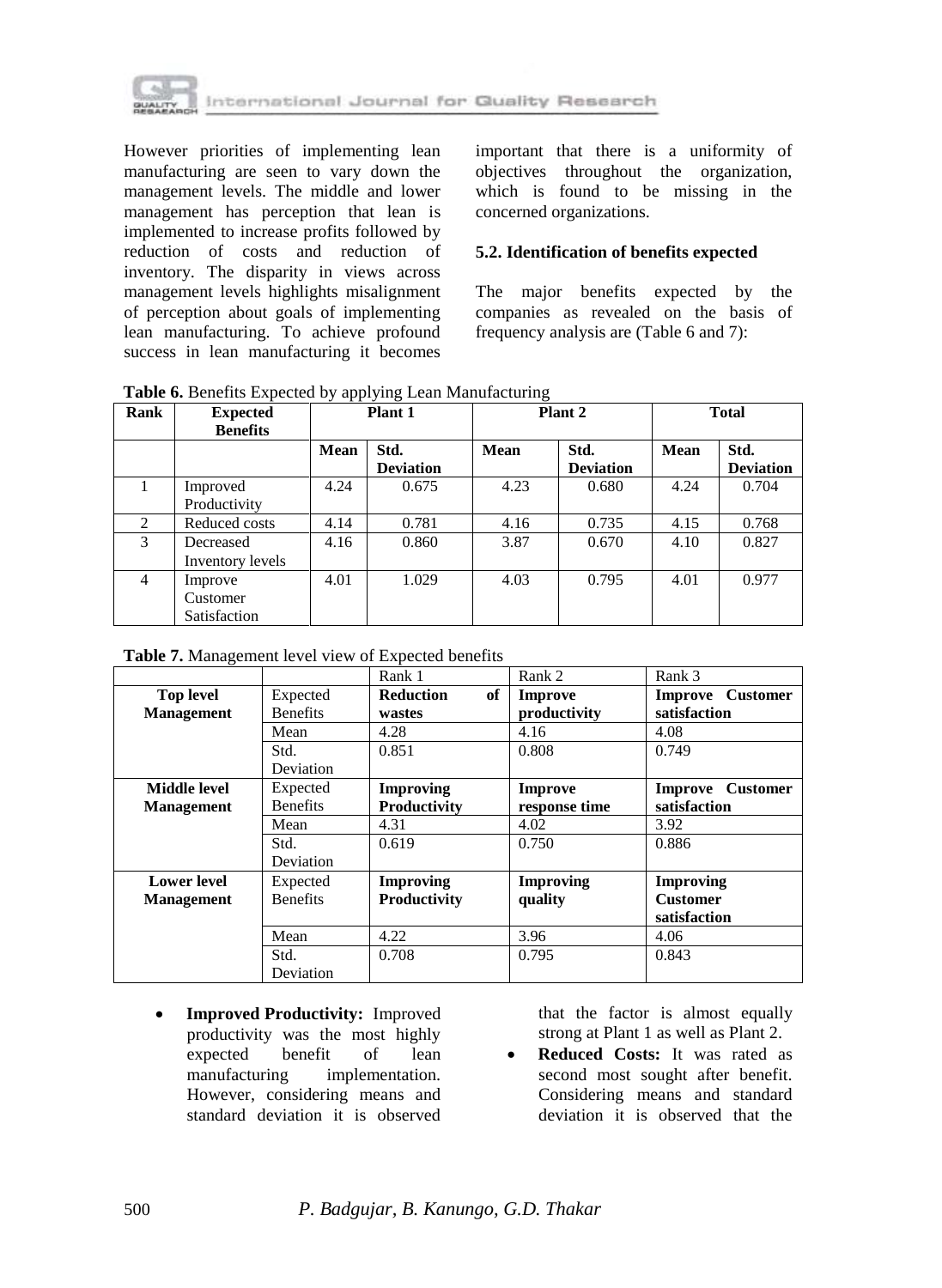However priorities of implementing lean manufacturing are seen to vary down the management levels. The middle and lower management has perception that lean is implemented to increase profits followed by reduction of costs and reduction of inventory. The disparity in views across management levels highlights misalignment of perception about goals of implementing lean manufacturing. To achieve profound success in lean manufacturing it becomes important that there is a uniformity of objectives throughout the organization, which is found to be missing in the concerned organizations.

### 5.2. Identification of benefits expected

The major benefits expected by the companies as revealed on the basis of frequency analysis are (Table 6 and 7):

**Table 6.** Benefits Expected by applying Lean Manufacturing

| Rank | Expected Benefits | Plant 1 | | Plant 2 | | Total | |
|---|---|---|---|---|---|---|---|
| | | Mean | Std. Deviation | Mean | Std. Deviation | Mean | Std. Deviation |
| 1 | Improved Productivity | 4.24 | 0.675 | 4.23 | 0.680 | 4.24 | 0.704 |
| 2 | Reduced costs | 4.14 | 0.781 | 4.16 | 0.735 | 4.15 | 0.768 |
| 3 | Decreased Inventory levels | 4.16 | 0.860 | 3.87 | 0.670 | 4.10 | 0.827 |
| 4 | Improve Customer Satisfaction | 4.01 | 1.029 | 4.03 | 0.795 | 4.01 | 0.977 |

**Table 7.** Management level view of Expected benefits

| | | Rank 1 | Rank 2 | Rank 3 |
|---|---|---|---|---|
| **Top level Management** | Expected Benefits | **Reduction of wastes** | **Improve productivity** | **Improve Customer satisfaction** |
| | Mean | 4.28 | 4.16 | 4.08 |
| | Std. Deviation | 0.851 | 0.808 | 0.749 |
| **Middle level Management** | Expected Benefits | **Improving Productivity** | **Improve response time** | **Improve Customer satisfaction** |
| | Mean | 4.31 | 4.02 | 3.92 |
| | Std. Deviation | 0.619 | 0.750 | 0.886 |
| **Lower level Management** | Expected Benefits | **Improving Productivity** | **Improving quality** | **Improving Customer satisfaction** |
| | Mean | 4.22 | 3.96 | 4.06 |
| | Std. Deviation | 0.708 | 0.795 | 0.843 |

- **Improved Productivity:** Improved productivity was the most highly expected benefit of lean manufacturing implementation. However, considering means and standard deviation it is observed that the factor is almost equally strong at Plant 1 as well as Plant 2.
- **Reduced Costs:** It was rated as second most sought after benefit. Considering means and standard deviation it is observed that the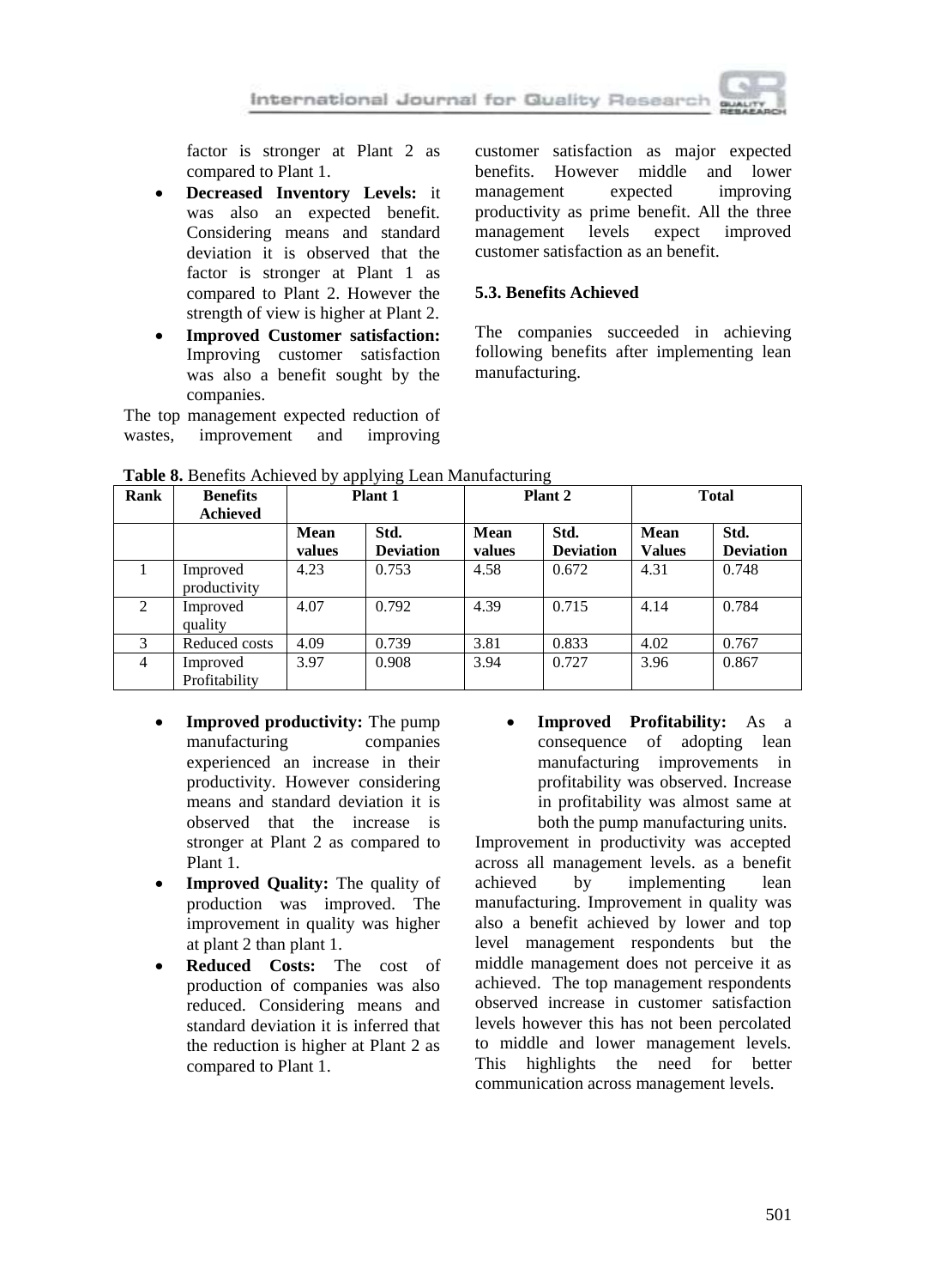factor is stronger at Plant 2 as compared to Plant 1.

- **Decreased Inventory Levels:** it was also an expected benefit. Considering means and standard deviation it is observed that the factor is stronger at Plant 1 as compared to Plant 2. However the strength of view is higher at Plant 2.
- **Improved Customer satisfaction:** Improving customer satisfaction was also a benefit sought by the companies.

The top management expected reduction of wastes, improvement and improving customer satisfaction as major expected benefits. However middle and lower management expected improving productivity as prime benefit. All the three management levels expect improved customer satisfaction as an benefit.

### 5.3. Benefits Achieved

The companies succeeded in achieving following benefits after implementing lean manufacturing.

**Table 8.** Benefits Achieved by applying Lean Manufacturing

| Rank | Benefits Achieved | Plant 1 | | Plant 2 | | Total | |
|---|---|---|---|---|---|---|---|
| | | **Mean values** | **Std. Deviation** | **Mean values** | **Std. Deviation** | **Mean Values** | **Std. Deviation** |
| 1 | Improved productivity | 4.23 | 0.753 | 4.58 | 0.672 | 4.31 | 0.748 |
| 2 | Improved quality | 4.07 | 0.792 | 4.39 | 0.715 | 4.14 | 0.784 |
| 3 | Reduced costs | 4.09 | 0.739 | 3.81 | 0.833 | 4.02 | 0.767 |
| 4 | Improved Profitability | 3.97 | 0.908 | 3.94 | 0.727 | 3.96 | 0.867 |

- **Improved productivity:** The pump manufacturing companies experienced an increase in their productivity. However considering means and standard deviation it is observed that the increase is stronger at Plant 2 as compared to Plant 1.
- **Improved Quality:** The quality of production was improved. The improvement in quality was higher at plant 2 than plant 1.
- **Reduced Costs:** The cost of production of companies was also reduced. Considering means and standard deviation it is inferred that the reduction is higher at Plant 2 as compared to Plant 1.
- **Improved Profitability:** As a consequence of adopting lean manufacturing improvements in profitability was observed. Increase in profitability was almost same at both the pump manufacturing units.

Improvement in productivity was accepted across all management levels. as a benefit achieved by implementing lean manufacturing. Improvement in quality was also a benefit achieved by lower and top level management respondents but the middle management does not perceive it as achieved. The top management respondents observed increase in customer satisfaction levels however this has not been percolated to middle and lower management levels. This highlights the need for better communication across management levels.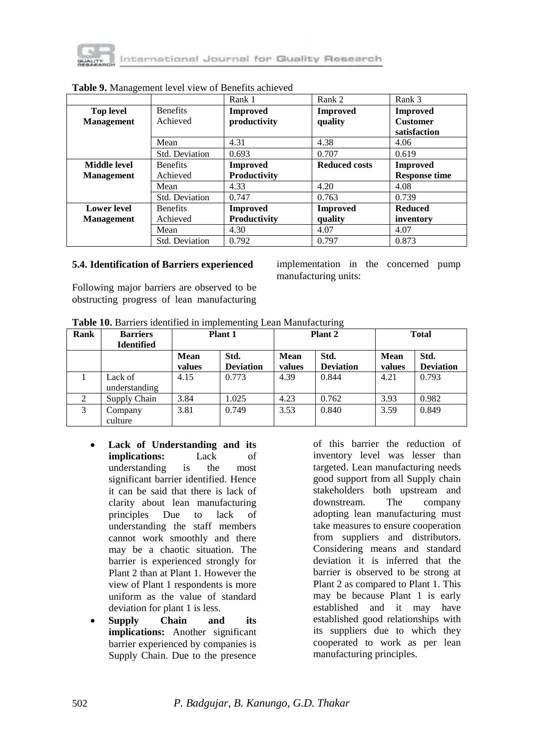**Table 9.** Management level view of Benefits achieved

| | | Rank 1 | Rank 2 | Rank 3 |
|---|---|---|---|---|
| **Top level Management** | Benefits Achieved | **Improved productivity** | **Improved quality** | **Improved Customer satisfaction** |
| | Mean | 4.31 | 4.38 | 4.06 |
| | Std. Deviation | 0.693 | 0.707 | 0.619 |
| **Middle level Management** | Benefits Achieved | **Improved Productivity** | **Reduced costs** | **Improved Response time** |
| | Mean | 4.33 | 4.20 | 4.08 |
| | Std. Deviation | 0.747 | 0.763 | 0.739 |
| **Lower level Management** | Benefits Achieved | **Improved Productivity** | **Improved quality** | **Reduced inventory** |
| | Mean | 4.30 | 4.07 | 4.07 |
| | Std. Deviation | 0.792 | 0.797 | 0.873 |

### 5.4. Identification of Barriers experienced

Following major barriers are observed to be obstructing progress of lean manufacturing implementation in the concerned pump manufacturing units:

**Table 10.** Barriers identified in implementing Lean Manufacturing

| Rank | Barriers Identified | Plant 1 | | Plant 2 | | Total | |
|---|---|---|---|---|---|---|---|
| | | **Mean values** | **Std. Deviation** | **Mean values** | **Std. Deviation** | **Mean values** | **Std. Deviation** |
| 1 | Lack of understanding | 4.15 | 0.773 | 4.39 | 0.844 | 4.21 | 0.793 |
| 2 | Supply Chain | 3.84 | 1.025 | 4.23 | 0.762 | 3.93 | 0.982 |
| 3 | Company culture | 3.81 | 0.749 | 3.53 | 0.840 | 3.59 | 0.849 |

- **Lack of Understanding and its implications:** Lack of understanding is the most significant barrier identified. Hence it can be said that there is lack of clarity about lean manufacturing principles Due to lack of understanding the staff members cannot work smoothly and there may be a chaotic situation. The barrier is experienced strongly for Plant 2 than at Plant 1. However the view of Plant 1 respondents is more uniform as the value of standard deviation for plant 1 is less.
- **Supply Chain and its implications:** Another significant barrier experienced by companies is Supply Chain. Due to the presence of this barrier the reduction of inventory level was lesser than targeted. Lean manufacturing needs good support from all Supply chain stakeholders both upstream and downstream. The company adopting lean manufacturing must take measures to ensure cooperation from suppliers and distributors. Considering means and standard deviation it is inferred that the barrier is observed to be strong at Plant 2 as compared to Plant 1. This may be because Plant 1 is early established and it may have established good relationships with its suppliers due to which they cooperated to work as per lean manufacturing principles.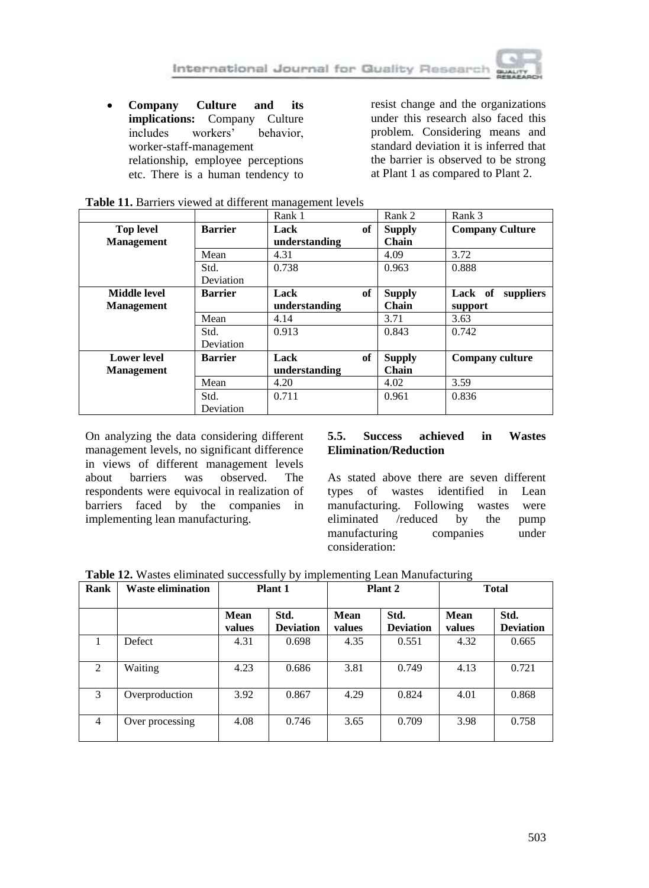- **Company Culture and its implications:** Company Culture includes workers' behavior, worker-staff-management relationship, employee perceptions etc. There is a human tendency to resist change and the organizations under this research also faced this problem. Considering means and standard deviation it is inferred that the barrier is observed to be strong at Plant 1 as compared to Plant 2.

**Table 11.** Barriers viewed at different management levels

| | | Rank 1 | Rank 2 | Rank 3 |
|---|---|---|---|---|
| **Top level Management** | **Barrier** | **Lack of understanding** | **Supply Chain** | **Company Culture** |
| | Mean | 4.31 | 4.09 | 3.72 |
| | Std. Deviation | 0.738 | 0.963 | 0.888 |
| **Middle level Management** | **Barrier** | **Lack of understanding** | **Supply Chain** | **Lack of suppliers support** |
| | Mean | 4.14 | 3.71 | 3.63 |
| | Std. Deviation | 0.913 | 0.843 | 0.742 |
| **Lower level Management** | **Barrier** | **Lack of understanding** | **Supply Chain** | **Company culture** |
| | Mean | 4.20 | 4.02 | 3.59 |
| | Std. Deviation | 0.711 | 0.961 | 0.836 |

On analyzing the data considering different management levels, no significant difference in views of different management levels about barriers was observed. The respondents were equivocal in realization of barriers faced by the companies in implementing lean manufacturing.

### 5.5. Success achieved in Wastes Elimination/Reduction

As stated above there are seven different types of wastes identified in Lean manufacturing. Following wastes were eliminated /reduced by the pump manufacturing companies under consideration:

**Table 12.** Wastes eliminated successfully by implementing Lean Manufacturing

| Rank | Waste elimination | Plant 1 | | Plant 2 | | Total | |
|---|---|---|---|---|---|---|---|
| | | **Mean values** | **Std. Deviation** | **Mean values** | **Std. Deviation** | **Mean values** | **Std. Deviation** |
| 1 | Defect | 4.31 | 0.698 | 4.35 | 0.551 | 4.32 | 0.665 |
| 2 | Waiting | 4.23 | 0.686 | 3.81 | 0.749 | 4.13 | 0.721 |
| 3 | Overproduction | 3.92 | 0.867 | 4.29 | 0.824 | 4.01 | 0.868 |
| 4 | Over processing | 4.08 | 0.746 | 3.65 | 0.709 | 3.98 | 0.758 |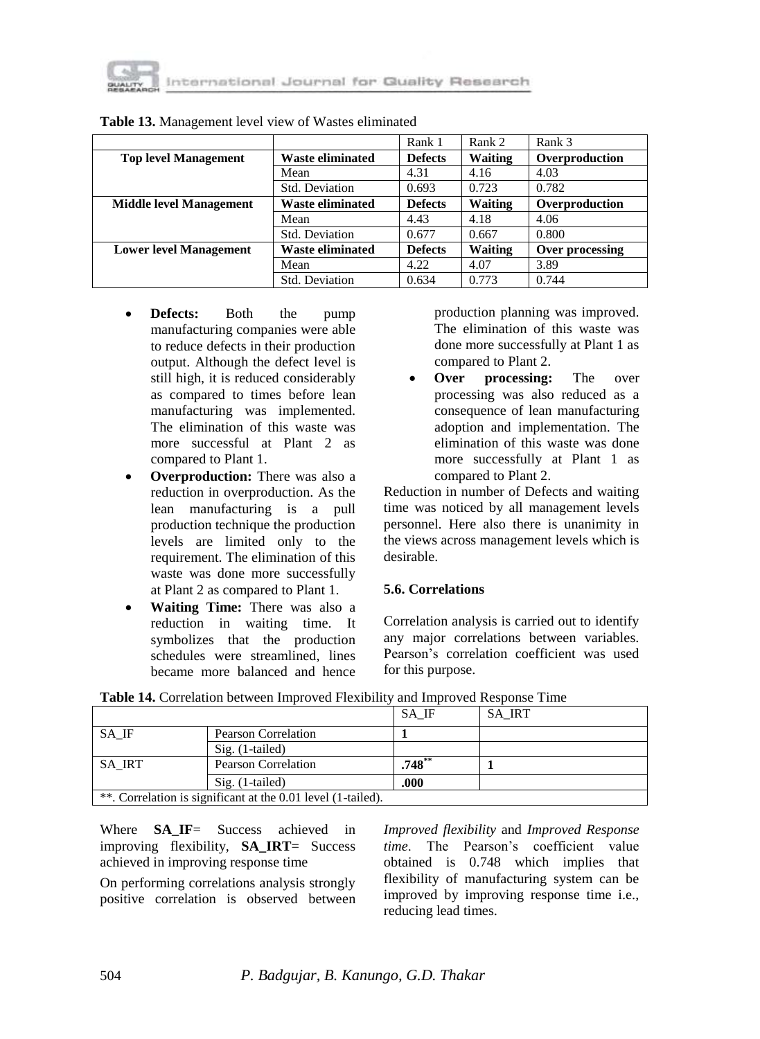**Table 13.** Management level view of Wastes eliminated

| | | Rank 1 | Rank 2 | Rank 3 |
|---|---|---|---|---|
| **Top level Management** | **Waste eliminated** | **Defects** | **Waiting** | **Overproduction** |
| | Mean | 4.31 | 4.16 | 4.03 |
| | Std. Deviation | 0.693 | 0.723 | 0.782 |
| **Middle level Management** | **Waste eliminated** | **Defects** | **Waiting** | **Overproduction** |
| | Mean | 4.43 | 4.18 | 4.06 |
| | Std. Deviation | 0.677 | 0.667 | 0.800 |
| **Lower level Management** | **Waste eliminated** | **Defects** | **Waiting** | **Over processing** |
| | Mean | 4.22 | 4.07 | 3.89 |
| | Std. Deviation | 0.634 | 0.773 | 0.744 |

- **Defects:** Both the pump manufacturing companies were able to reduce defects in their production output. Although the defect level is still high, it is reduced considerably as compared to times before lean manufacturing was implemented. The elimination of this waste was more successful at Plant 2 as compared to Plant 1.
- **Overproduction:** There was also a reduction in overproduction. As the lean manufacturing is a pull production technique the production levels are limited only to the requirement. The elimination of this waste was done more successfully at Plant 2 as compared to Plant 1.
- **Waiting Time:** There was also a reduction in waiting time. It symbolizes that the production schedules were streamlined, lines became more balanced and hence production planning was improved. The elimination of this waste was done more successfully at Plant 1 as compared to Plant 2.
- **Over processing:** The over processing was also reduced as a consequence of lean manufacturing adoption and implementation. The elimination of this waste was done more successfully at Plant 1 as compared to Plant 2.

Reduction in number of Defects and waiting time was noticed by all management levels personnel. Here also there is unanimity in the views across management levels which is desirable.

### 5.6. Correlations

Correlation analysis is carried out to identify any major correlations between variables. Pearson's correlation coefficient was used for this purpose.

**Table 14.** Correlation between Improved Flexibility and Improved Response Time

| | | SA_IF | SA_IRT |
|---|---|---|---|
| SA_IF | Pearson Correlation | **1** | |
| | Sig. (1-tailed) | | |
| SA_IRT | Pearson Correlation | **.748**** | **1** |
| | Sig. (1-tailed) | **.000** | |
| **. Correlation is significant at the 0.01 level (1-tailed). | | | |

Where **SA_IF**= Success achieved in improving flexibility, **SA_IRT**= Success achieved in improving response time

On performing correlations analysis strongly positive correlation is observed between *Improved flexibility* and *Improved Response time*. The Pearson's coefficient value obtained is 0.748 which implies that flexibility of manufacturing system can be improved by improving response time i.e., reducing lead times.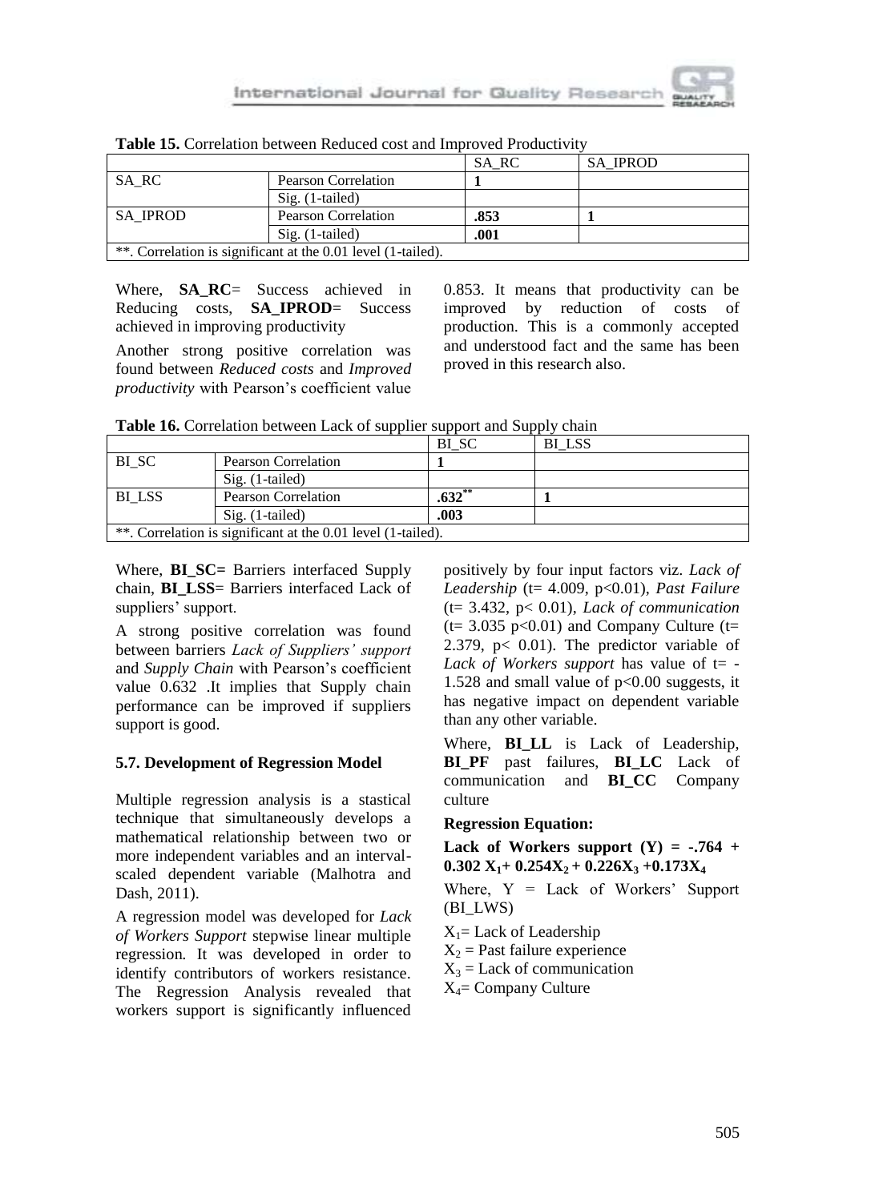**Table 15.** Correlation between Reduced cost and Improved Productivity

| | | SA_RC | SA_IPROD |
|---|---|---|---|
| SA_RC | Pearson Correlation | **1** | |
| | Sig. (1-tailed) | | |
| SA_IPROD | Pearson Correlation | **.853** | **1** |
| | Sig. (1-tailed) | **.001** | |
| **. Correlation is significant at the 0.01 level (1-tailed). | | | |

Where, **SA_RC**= Success achieved in Reducing costs, **SA_IPROD**= Success achieved in improving productivity

Another strong positive correlation was found between *Reduced costs* and *Improved productivity* with Pearson's coefficient value 0.853. It means that productivity can be improved by reduction of costs of production. This is a commonly accepted and understood fact and the same has been proved in this research also.

**Table 16.** Correlation between Lack of supplier support and Supply chain

| | | BI_SC | BI_LSS |
|---|---|---|---|
| BI_SC | Pearson Correlation | **1** | |
| | Sig. (1-tailed) | | |
| BI_LSS | Pearson Correlation | **.632**** | **1** |
| | Sig. (1-tailed) | **.003** | |
| **. Correlation is significant at the 0.01 level (1-tailed). | | | |

Where, **BI_SC=** Barriers interfaced Supply chain, **BI_LSS**= Barriers interfaced Lack of suppliers' support.

A strong positive correlation was found between barriers *Lack of Suppliers' support* and *Supply Chain* with Pearson's coefficient value 0.632 .It implies that Supply chain performance can be improved if suppliers support is good.

### 5.7. Development of Regression Model

Multiple regression analysis is a stastical technique that simultaneously develops a mathematical relationship between two or more independent variables and an interval-scaled dependent variable (Malhotra and Dash, 2011).

A regression model was developed for *Lack of Workers Support* stepwise linear multiple regression*.* It was developed in order to identify contributors of workers resistance. The Regression Analysis revealed that workers support is significantly influenced positively by four input factors viz. *Lack of Leadership* ($t= 4.009$, $p<0.01$), *Past Failure* ($t= 3.432$, $p< 0.01$), *Lack of communication* ($t= 3.035$ $p<0.01$) and Company Culture ($t= 2.379$, $p< 0.01$). The predictor variable of *Lack of Workers support* has value of $t= -1.528$ and small value of $p<0.00$ suggests, it has negative impact on dependent variable than any other variable.

Where, **BI_LL** is Lack of Leadership, **BI_PF** past failures, **BI_LC** Lack of communication and **BI_CC** Company culture

**Regression Equation:**

**Lack of Workers support (Y) =** $-.764 + 0.302 X_1 + 0.254X_2 + 0.226X_3 + 0.173X_4$

Where, Y = Lack of Workers' Support (BI_LWS)

$X_1$= Lack of Leadership
$X_2$ = Past failure experience
$X_3$ = Lack of communication
$X_4$= Company Culture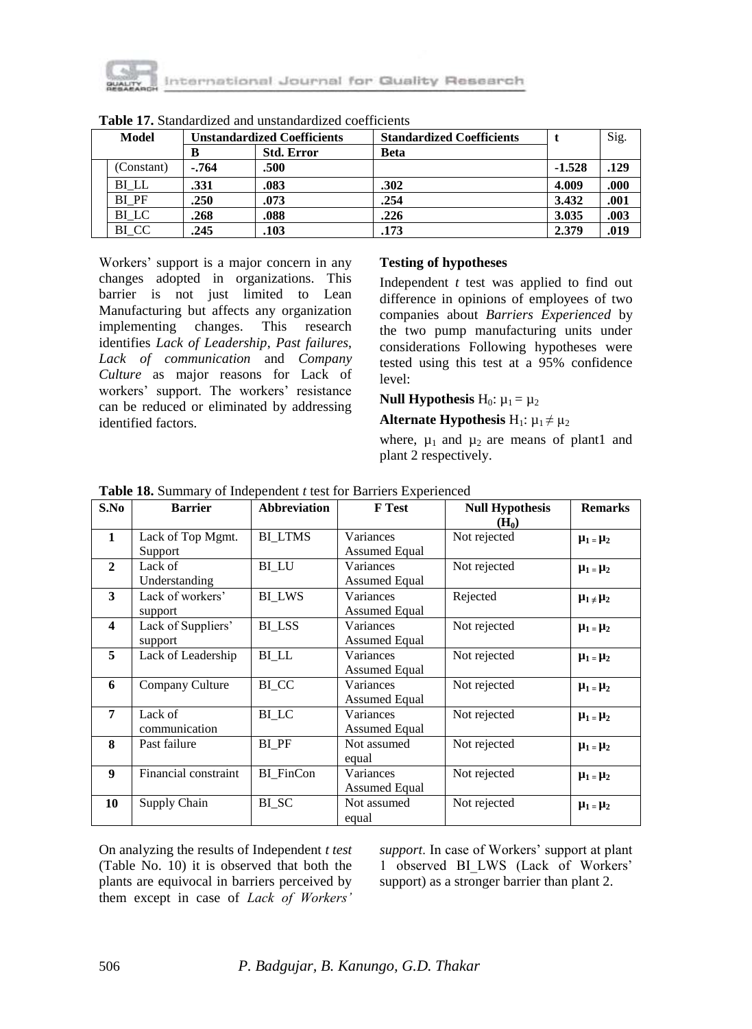**Table 17.** Standardized and unstandardized coefficients

| Model | Unstandardized Coefficients | | Standardized Coefficients | t | Sig. |
|---|---|---|---|---|---|
| | B | Std. Error | Beta | | |
| (Constant) | **-.764** | **.500** | | **-1.528** | **.129** |
| BI_LL | **.331** | **.083** | **.302** | **4.009** | **.000** |
| BI_PF | **.250** | **.073** | **.254** | **3.432** | **.001** |
| BI_LC | **.268** | **.088** | **.226** | **3.035** | **.003** |
| BI_CC | **.245** | **.103** | **.173** | **2.379** | **.019** |

Workers' support is a major concern in any changes adopted in organizations. This barrier is not just limited to Lean Manufacturing but affects any organization implementing changes. This research identifies *Lack of Leadership*, *Past failures*, *Lack of communication* and *Company Culture* as major reasons for Lack of workers' support. The workers' resistance can be reduced or eliminated by addressing identified factors.

**Testing of hypotheses**

Independent *t* test was applied to find out difference in opinions of employees of two companies about *Barriers Experienced* by the two pump manufacturing units under considerations Following hypotheses were tested using this test at a 95% confidence level:

**Null Hypothesis** $H_0$: $\mu_1 = \mu_2$

**Alternate Hypothesis** $H_1$: $\mu_1 \neq \mu_2$

where, $\mu_1$ and $\mu_2$ are means of plant1 and plant 2 respectively.

**Table 18.** Summary of Independent *t* test for Barriers Experienced

| S.No | Barrier | Abbreviation | F Test | Null Hypothesis ($H_0$) | Remarks |
|---|---|---|---|---|---|
| **1** | Lack of Top Mgmt. Support | BI_LTMS | Variances Assumed Equal | Not rejected | $\mu_1 = \mu_2$ |
| **2** | Lack of Understanding | BI_LU | Variances Assumed Equal | Not rejected | $\mu_1 = \mu_2$ |
| **3** | Lack of workers' support | BI_LWS | Variances Assumed Equal | Rejected | $\mu_1 \neq \mu_2$ |
| **4** | Lack of Suppliers' support | BI_LSS | Variances Assumed Equal | Not rejected | $\mu_1 = \mu_2$ |
| **5** | Lack of Leadership | BI_LL | Variances Assumed Equal | Not rejected | $\mu_1 = \mu_2$ |
| **6** | Company Culture | BI_CC | Variances Assumed Equal | Not rejected | $\mu_1 = \mu_2$ |
| **7** | Lack of communication | BI_LC | Variances Assumed Equal | Not rejected | $\mu_1 = \mu_2$ |
| **8** | Past failure | BI_PF | Not assumed equal | Not rejected | $\mu_1 = \mu_2$ |
| **9** | Financial constraint | BI_FinCon | Variances Assumed Equal | Not rejected | $\mu_1 = \mu_2$ |
| **10** | Supply Chain | BI_SC | Not assumed equal | Not rejected | $\mu_1 = \mu_2$ |

On analyzing the results of Independent *t test* (Table No. 10) it is observed that both the plants are equivocal in barriers perceived by them except in case of *Lack of Workers' support*. In case of Workers' support at plant 1 observed BI_LWS (Lack of Workers' support) as a stronger barrier than plant 2.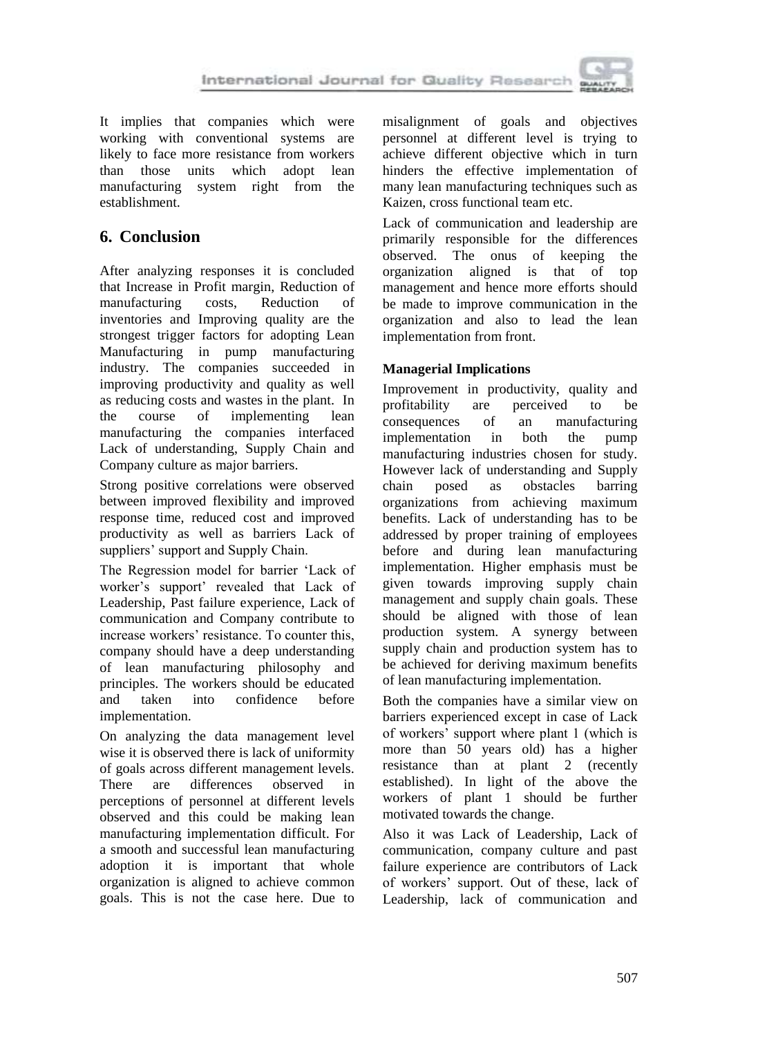It implies that companies which were working with conventional systems are likely to face more resistance from workers than those units which adopt lean manufacturing system right from the establishment.

## 6. Conclusion

After analyzing responses it is concluded that Increase in Profit margin, Reduction of manufacturing costs, Reduction of inventories and Improving quality are the strongest trigger factors for adopting Lean Manufacturing in pump manufacturing industry. The companies succeeded in improving productivity and quality as well as reducing costs and wastes in the plant. In the course of implementing lean manufacturing the companies interfaced Lack of understanding, Supply Chain and Company culture as major barriers.

Strong positive correlations were observed between improved flexibility and improved response time, reduced cost and improved productivity as well as barriers Lack of suppliers' support and Supply Chain.

The Regression model for barrier 'Lack of worker's support' revealed that Lack of Leadership, Past failure experience, Lack of communication and Company contribute to increase workers' resistance. To counter this, company should have a deep understanding of lean manufacturing philosophy and principles. The workers should be educated and taken into confidence before implementation.

On analyzing the data management level wise it is observed there is lack of uniformity of goals across different management levels. There are differences observed in perceptions of personnel at different levels observed and this could be making lean manufacturing implementation difficult. For a smooth and successful lean manufacturing adoption it is important that whole organization is aligned to achieve common goals. This is not the case here. Due to misalignment of goals and objectives personnel at different level is trying to achieve different objective which in turn hinders the effective implementation of many lean manufacturing techniques such as Kaizen, cross functional team etc.

Lack of communication and leadership are primarily responsible for the differences observed. The onus of keeping the organization aligned is that of top management and hence more efforts should be made to improve communication in the organization and also to lead the lean implementation from front.

**Managerial Implications**

Improvement in productivity, quality and profitability are perceived to be consequences of an manufacturing implementation in both the pump manufacturing industries chosen for study. However lack of understanding and Supply chain posed as obstacles barring organizations from achieving maximum benefits. Lack of understanding has to be addressed by proper training of employees before and during lean manufacturing implementation. Higher emphasis must be given towards improving supply chain management and supply chain goals. These should be aligned with those of lean production system. A synergy between supply chain and production system has to be achieved for deriving maximum benefits of lean manufacturing implementation.

Both the companies have a similar view on barriers experienced except in case of Lack of workers' support where plant 1 (which is more than 50 years old) has a higher resistance than at plant 2 (recently established). In light of the above the workers of plant 1 should be further motivated towards the change.

Also it was Lack of Leadership, Lack of communication, company culture and past failure experience are contributors of Lack of workers' support. Out of these, lack of Leadership, lack of communication and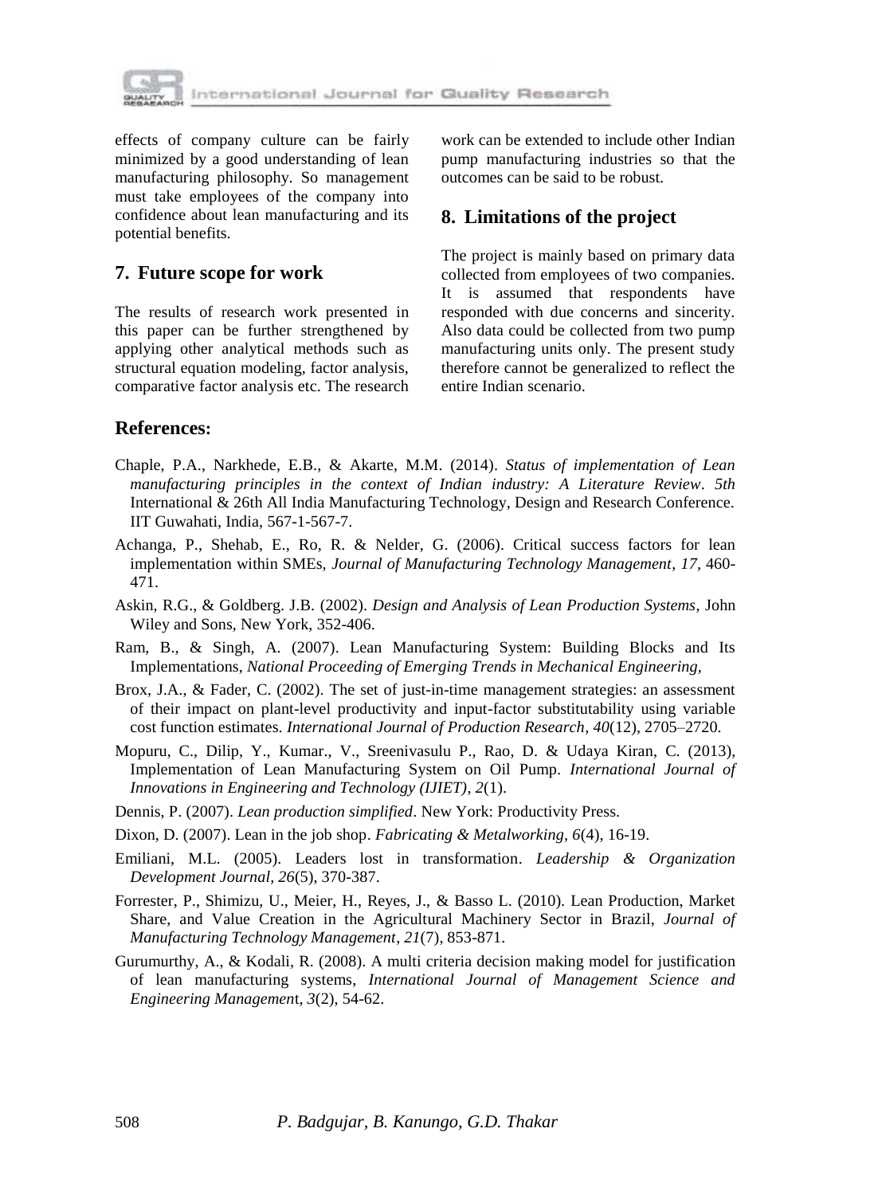effects of company culture can be fairly minimized by a good understanding of lean manufacturing philosophy. So management must take employees of the company into confidence about lean manufacturing and its potential benefits.

## 7. Future scope for work

The results of research work presented in this paper can be further strengthened by applying other analytical methods such as structural equation modeling, factor analysis, comparative factor analysis etc. The research work can be extended to include other Indian pump manufacturing industries so that the outcomes can be said to be robust.

## 8. Limitations of the project

The project is mainly based on primary data collected from employees of two companies. It is assumed that respondents have responded with due concerns and sincerity. Also data could be collected from two pump manufacturing units only. The present study therefore cannot be generalized to reflect the entire Indian scenario.

## References:

Chaple, P.A., Narkhede, E.B., & Akarte, M.M. (2014). *Status of implementation of Lean manufacturing principles in the context of Indian industry: A Literature Review*. *5th* International & 26th All India Manufacturing Technology, Design and Research Conference. IIT Guwahati, India, 567-1-567-7.

Achanga, P., Shehab, E., Ro, R. & Nelder, G. (2006). Critical success factors for lean implementation within SMEs, *Journal of Manufacturing Technology Management*, *17*, 460-471.

Askin, R.G., & Goldberg. J.B. (2002). *Design and Analysis of Lean Production Systems*, John Wiley and Sons, New York, 352-406.

Ram, B., & Singh, A. (2007). Lean Manufacturing System: Building Blocks and Its Implementations, *National Proceeding of Emerging Trends in Mechanical Engineering,*

Brox, J.A., & Fader, C. (2002). The set of just-in-time management strategies: an assessment of their impact on plant-level productivity and input-factor substitutability using variable cost function estimates. *International Journal of Production Research*, *40*(12), 2705–2720.

Mopuru, C., Dilip, Y., Kumar., V., Sreenivasulu P., Rao, D. & Udaya Kiran, C. (2013), Implementation of Lean Manufacturing System on Oil Pump. *International Journal of Innovations in Engineering and Technology (IJIET)*, *2*(1).

Dennis, P. (2007). *Lean production simplified*. New York: Productivity Press.

Dixon, D. (2007). Lean in the job shop. *Fabricating & Metalworking*, *6*(4), 16-19.

Emiliani, M.L. (2005). Leaders lost in transformation. *Leadership & Organization Development Journal*, *26*(5), 370-387.

Forrester, P., Shimizu, U., Meier, H., Reyes, J., & Basso L. (2010). Lean Production, Market Share, and Value Creation in the Agricultural Machinery Sector in Brazil, *Journal of Manufacturing Technology Management*, *21*(7), 853-871.

Gurumurthy, A., & Kodali, R. (2008). A multi criteria decision making model for justification of lean manufacturing systems, *International Journal of Management Science and Engineering Management*, *3*(2), 54-62.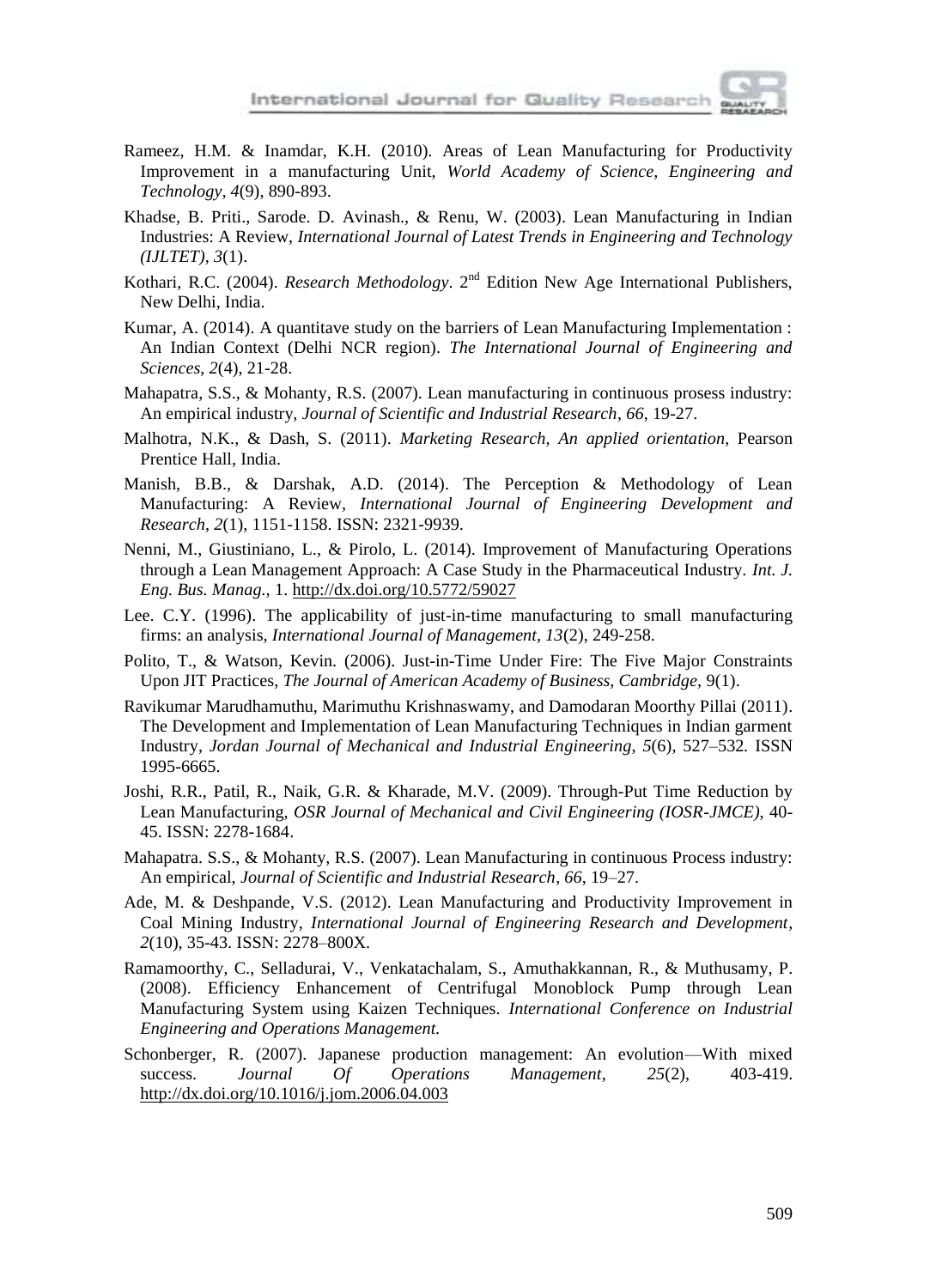Rameez, H.M. & Inamdar, K.H. (2010). Areas of Lean Manufacturing for Productivity Improvement in a manufacturing Unit, *World Academy of Science, Engineering and Technology, 4*(9), 890-893.

Khadse, B. Priti., Sarode. D. Avinash., & Renu, W. (2003). Lean Manufacturing in Indian Industries: A Review, *International Journal of Latest Trends in Engineering and Technology (IJLTET)*, *3*(1).

Kothari, R.C. (2004). *Research Methodology*. 2nd Edition New Age International Publishers, New Delhi, India.

Kumar, A. (2014). A quantitave study on the barriers of Lean Manufacturing Implementation : An Indian Context (Delhi NCR region). *The International Journal of Engineering and Sciences*, *2*(4), 21-28.

Mahapatra, S.S., & Mohanty, R.S. (2007). Lean manufacturing in continuous prosess industry: An empirical industry, *Journal of Scientific and Industrial Research*, *66*, 19-27.

Malhotra, N.K., & Dash, S. (2011). *Marketing Research, An applied orientation*, Pearson Prentice Hall, India.

Manish, B.B., & Darshak, A.D. (2014). The Perception & Methodology of Lean Manufacturing: A Review, *International Journal of Engineering Development and Research*, *2*(1), 1151-1158. ISSN: 2321-9939.

Nenni, M., Giustiniano, L., & Pirolo, L. (2014). Improvement of Manufacturing Operations through a Lean Management Approach: A Case Study in the Pharmaceutical Industry. *Int. J. Eng. Bus. Manag.*, 1. http://dx.doi.org/10.5772/59027

Lee. C.Y. (1996). The applicability of just-in-time manufacturing to small manufacturing firms: an analysis, *International Journal of Management*, *13*(2), 249-258.

Polito, T., & Watson, Kevin. (2006). Just-in-Time Under Fire: The Five Major Constraints Upon JIT Practices, *The Journal of American Academy of Business, Cambridge*, 9(1).

Ravikumar Marudhamuthu, Marimuthu Krishnaswamy, and Damodaran Moorthy Pillai (2011). The Development and Implementation of Lean Manufacturing Techniques in Indian garment Industry, *Jordan Journal of Mechanical and Industrial Engineering*, *5*(6), 527–532. ISSN 1995-6665.

Joshi, R.R., Patil, R., Naik, G.R. & Kharade, M.V. (2009). Through-Put Time Reduction by Lean Manufacturing, *OSR Journal of Mechanical and Civil Engineering (IOSR-JMCE)*, 40-45. ISSN: 2278-1684.

Mahapatra. S.S., & Mohanty, R.S. (2007). Lean Manufacturing in continuous Process industry: An empirical, *Journal of Scientific and Industrial Research*, *66*, 19–27.

Ade, M. & Deshpande, V.S. (2012). Lean Manufacturing and Productivity Improvement in Coal Mining Industry, *International Journal of Engineering Research and Development*, *2*(10), 35-43. ISSN: 2278–800X.

Ramamoorthy, C., Selladurai, V., Venkatachalam, S., Amuthakkannan, R., & Muthusamy, P. (2008). Efficiency Enhancement of Centrifugal Monoblock Pump through Lean Manufacturing System using Kaizen Techniques. *International Conference on Industrial Engineering and Operations Management.*

Schonberger, R. (2007). Japanese production management: An evolution—With mixed success. *Journal Of Operations Management*, *25*(2), 403-419. http://dx.doi.org/10.1016/j.jom.2006.04.003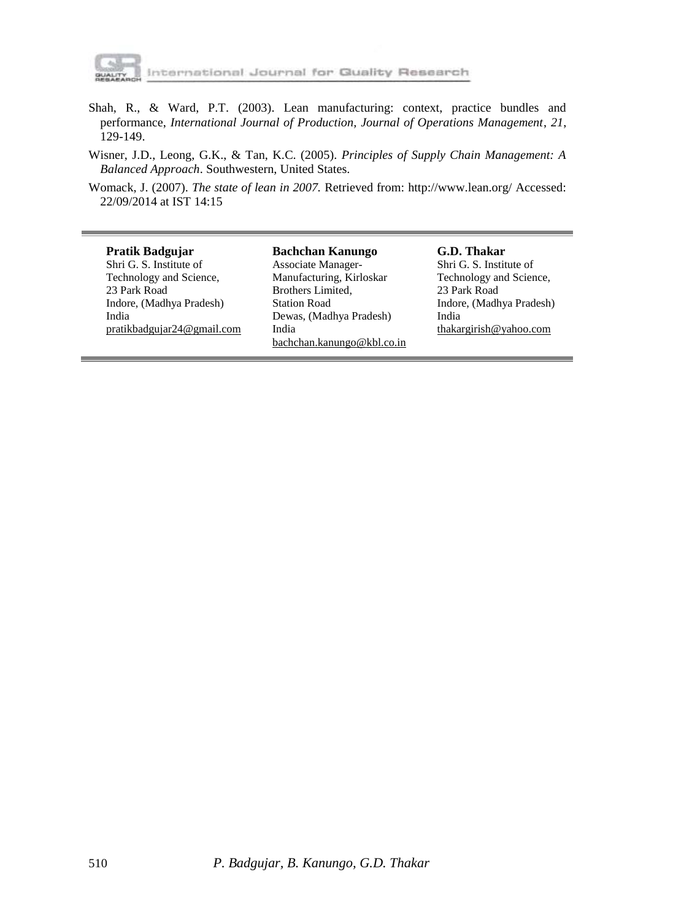Shah, R., & Ward, P.T. (2003). Lean manufacturing: context, practice bundles and performance, *International Journal of Production, Journal of Operations Management*, *21*, 129-149.

Wisner, J.D., Leong, G.K., & Tan, K.C. (2005). *Principles of Supply Chain Management: A Balanced Approach*. Southwestern, United States.

Womack, J. (2007). *The state of lean in 2007.* Retrieved from: http://www.lean.org/ Accessed: 22/09/2014 at IST 14:15

---

**Pratik Badgujar**
Shri G. S. Institute of Technology and Science,
23 Park Road
Indore, (Madhya Pradesh)
India
pratikbadgujar24@gmail.com

**Bachchan Kanungo**
Associate Manager-Manufacturing, Kirloskar Brothers Limited,
Station Road
Dewas, (Madhya Pradesh)
India
bachchan.kanungo@kbl.co.in

**G.D. Thakar**
Shri G. S. Institute of Technology and Science,
23 Park Road
Indore, (Madhya Pradesh)
India
thakargirish@yahoo.com